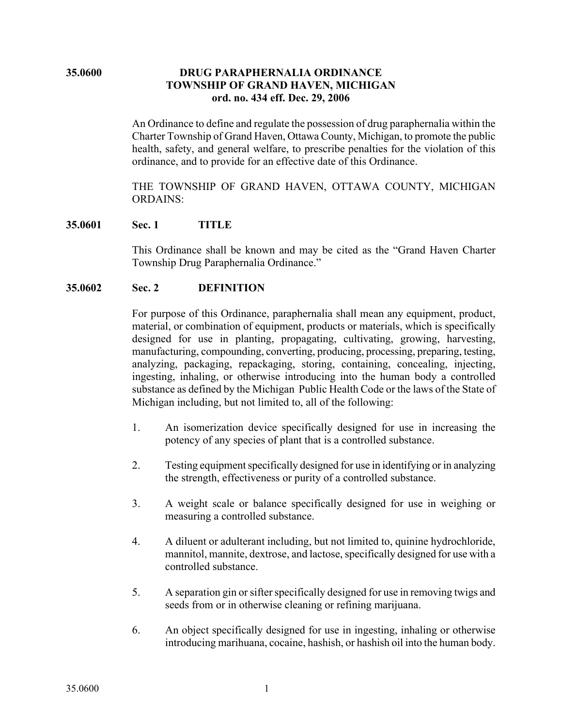# 35.0600 DRUG PARAPHERNALIA ORDINANCE
## TOWNSHIP OF GRAND HAVEN, MICHIGAN
### ord. no. 434 eff. Dec. 29, 2006

An Ordinance to define and regulate the possession of drug paraphernalia within the Charter Township of Grand Haven, Ottawa County, Michigan, to promote the public health, safety, and general welfare, to prescribe penalties for the violation of this ordinance, and to provide for an effective date of this Ordinance.

THE TOWNSHIP OF GRAND HAVEN, OTTAWA COUNTY, MICHIGAN ORDAINS:

## 35.0601 Sec. 1 TITLE

This Ordinance shall be known and may be cited as the "Grand Haven Charter Township Drug Paraphernalia Ordinance."

## 35.0602 Sec. 2 DEFINITION

For purpose of this Ordinance, paraphernalia shall mean any equipment, product, material, or combination of equipment, products or materials, which is specifically designed for use in planting, propagating, cultivating, growing, harvesting, manufacturing, compounding, converting, producing, processing, preparing, testing, analyzing, packaging, repackaging, storing, containing, concealing, injecting, ingesting, inhaling, or otherwise introducing into the human body a controlled substance as defined by the Michigan Public Health Code or the laws of the State of Michigan including, but not limited to, all of the following:

1. An isomerization device specifically designed for use in increasing the potency of any species of plant that is a controlled substance.
2. Testing equipment specifically designed for use in identifying or in analyzing the strength, effectiveness or purity of a controlled substance.
3. A weight scale or balance specifically designed for use in weighing or measuring a controlled substance.
4. A diluent or adulterant including, but not limited to, quinine hydrochloride, mannitol, mannite, dextrose, and lactose, specifically designed for use with a controlled substance.
5. A separation gin or sifter specifically designed for use in removing twigs and seeds from or in otherwise cleaning or refining marijuana.
6. An object specifically designed for use in ingesting, inhaling or otherwise introducing marihuana, cocaine, hashish, or hashish oil into the human body.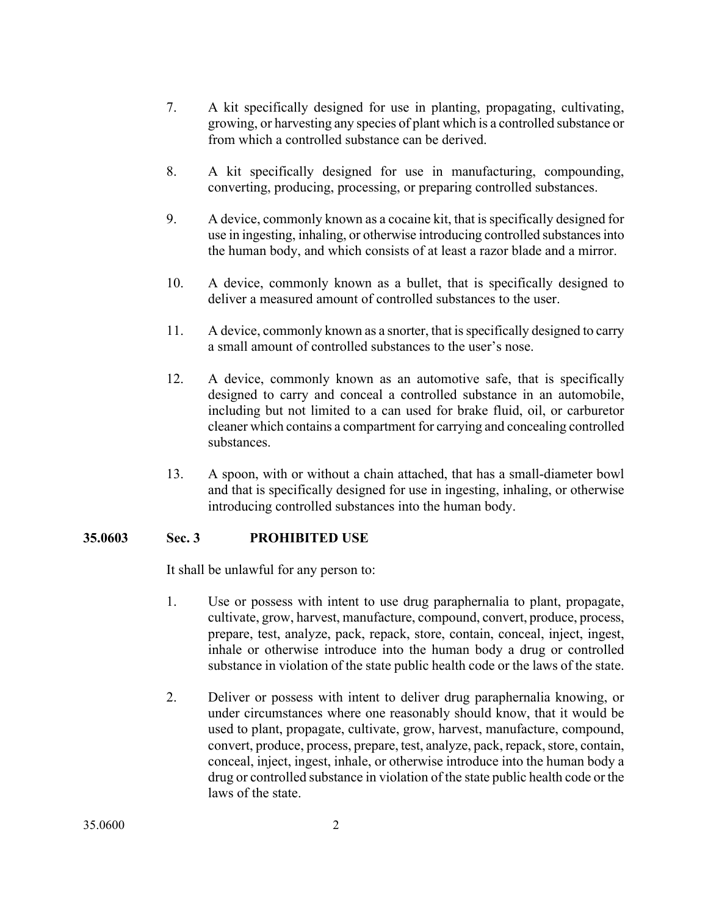7. A kit specifically designed for use in planting, propagating, cultivating, growing, or harvesting any species of plant which is a controlled substance or from which a controlled substance can be derived.

8. A kit specifically designed for use in manufacturing, compounding, converting, producing, processing, or preparing controlled substances.

9. A device, commonly known as a cocaine kit, that is specifically designed for use in ingesting, inhaling, or otherwise introducing controlled substances into the human body, and which consists of at least a razor blade and a mirror.

10. A device, commonly known as a bullet, that is specifically designed to deliver a measured amount of controlled substances to the user.

11. A device, commonly known as a snorter, that is specifically designed to carry a small amount of controlled substances to the user's nose.

12. A device, commonly known as an automotive safe, that is specifically designed to carry and conceal a controlled substance in an automobile, including but not limited to a can used for brake fluid, oil, or carburetor cleaner which contains a compartment for carrying and concealing controlled substances.

13. A spoon, with or without a chain attached, that has a small-diameter bowl and that is specifically designed for use in ingesting, inhaling, or otherwise introducing controlled substances into the human body.

**35.0603 Sec. 3 PROHIBITED USE**

It shall be unlawful for any person to:

1. Use or possess with intent to use drug paraphernalia to plant, propagate, cultivate, grow, harvest, manufacture, compound, convert, produce, process, prepare, test, analyze, pack, repack, store, contain, conceal, inject, ingest, inhale or otherwise introduce into the human body a drug or controlled substance in violation of the state public health code or the laws of the state.

2. Deliver or possess with intent to deliver drug paraphernalia knowing, or under circumstances where one reasonably should know, that it would be used to plant, propagate, cultivate, grow, harvest, manufacture, compound, convert, produce, process, prepare, test, analyze, pack, repack, store, contain, conceal, inject, ingest, inhale, or otherwise introduce into the human body a drug or controlled substance in violation of the state public health code or the laws of the state.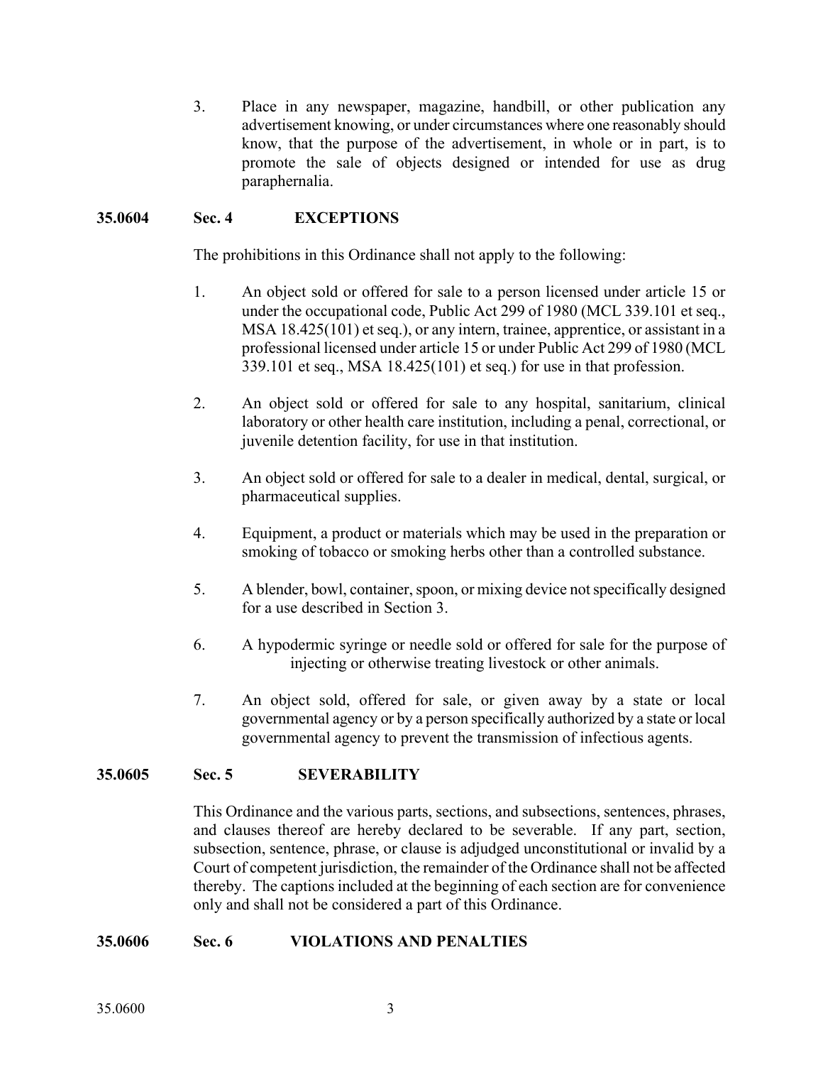3. Place in any newspaper, magazine, handbill, or other publication any advertisement knowing, or under circumstances where one reasonably should know, that the purpose of the advertisement, in whole or in part, is to promote the sale of objects designed or intended for use as drug paraphernalia.

**35.0604 Sec. 4 EXCEPTIONS**

The prohibitions in this Ordinance shall not apply to the following:

1. An object sold or offered for sale to a person licensed under article 15 or under the occupational code, Public Act 299 of 1980 (MCL 339.101 et seq., MSA 18.425(101) et seq.), or any intern, trainee, apprentice, or assistant in a professional licensed under article 15 or under Public Act 299 of 1980 (MCL 339.101 et seq., MSA 18.425(101) et seq.) for use in that profession.

2. An object sold or offered for sale to any hospital, sanitarium, clinical laboratory or other health care institution, including a penal, correctional, or juvenile detention facility, for use in that institution.

3. An object sold or offered for sale to a dealer in medical, dental, surgical, or pharmaceutical supplies.

4. Equipment, a product or materials which may be used in the preparation or smoking of tobacco or smoking herbs other than a controlled substance.

5. A blender, bowl, container, spoon, or mixing device not specifically designed for a use described in Section 3.

6. A hypodermic syringe or needle sold or offered for sale for the purpose of injecting or otherwise treating livestock or other animals.

7. An object sold, offered for sale, or given away by a state or local governmental agency or by a person specifically authorized by a state or local governmental agency to prevent the transmission of infectious agents.

**35.0605 Sec. 5 SEVERABILITY**

This Ordinance and the various parts, sections, and subsections, sentences, phrases, and clauses thereof are hereby declared to be severable. If any part, section, subsection, sentence, phrase, or clause is adjudged unconstitutional or invalid by a Court of competent jurisdiction, the remainder of the Ordinance shall not be affected thereby. The captions included at the beginning of each section are for convenience only and shall not be considered a part of this Ordinance.

**35.0606 Sec. 6 VIOLATIONS AND PENALTIES**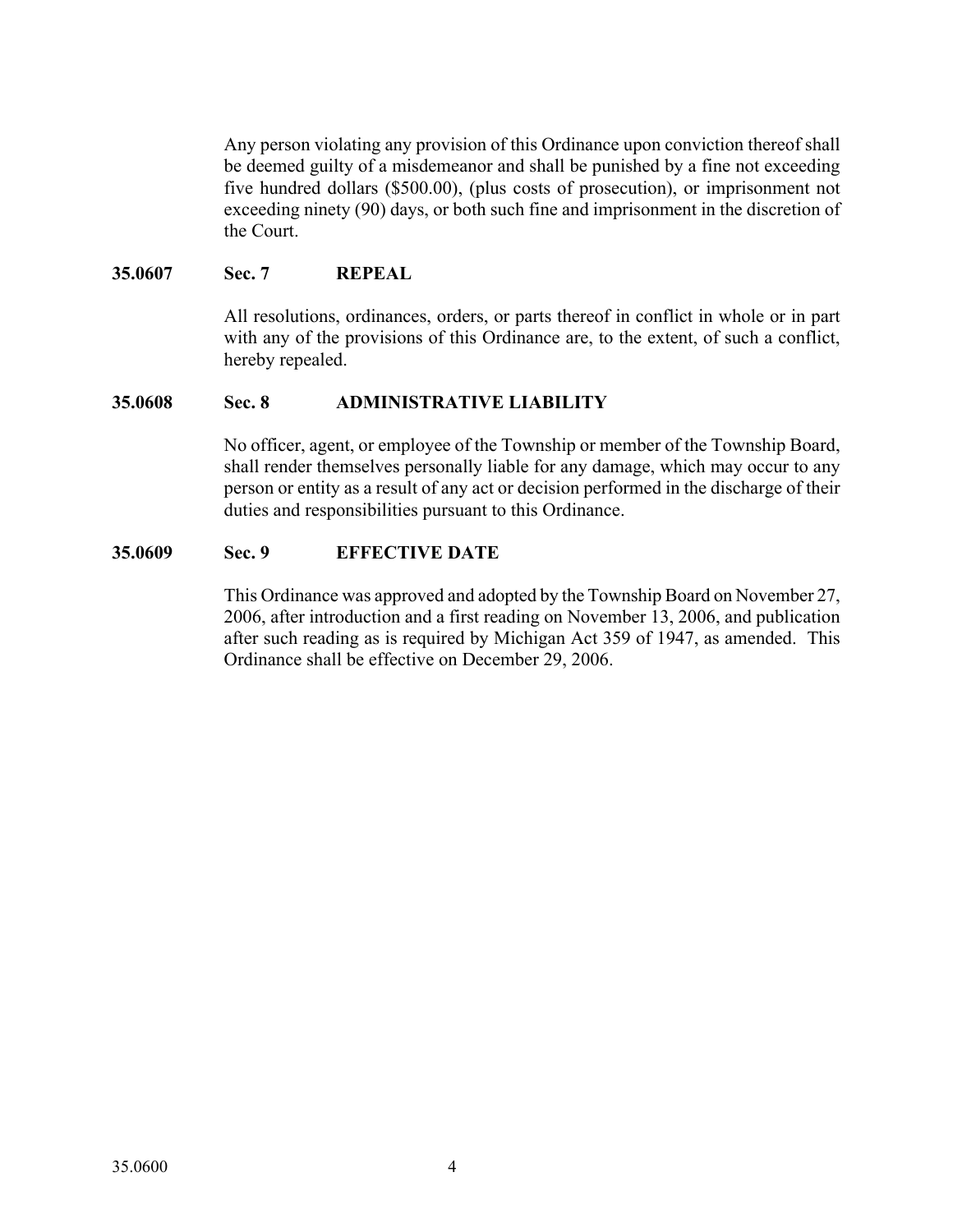Any person violating any provision of this Ordinance upon conviction thereof shall be deemed guilty of a misdemeanor and shall be punished by a fine not exceeding five hundred dollars ($500.00), (plus costs of prosecution), or imprisonment not exceeding ninety (90) days, or both such fine and imprisonment in the discretion of the Court.

### 35.0607 Sec. 7 REPEAL

All resolutions, ordinances, orders, or parts thereof in conflict in whole or in part with any of the provisions of this Ordinance are, to the extent, of such a conflict, hereby repealed.

### 35.0608 Sec. 8 ADMINISTRATIVE LIABILITY

No officer, agent, or employee of the Township or member of the Township Board, shall render themselves personally liable for any damage, which may occur to any person or entity as a result of any act or decision performed in the discharge of their duties and responsibilities pursuant to this Ordinance.

### 35.0609 Sec. 9 EFFECTIVE DATE

This Ordinance was approved and adopted by the Township Board on November 27, 2006, after introduction and a first reading on November 13, 2006, and publication after such reading as is required by Michigan Act 359 of 1947, as amended. This Ordinance shall be effective on December 29, 2006.